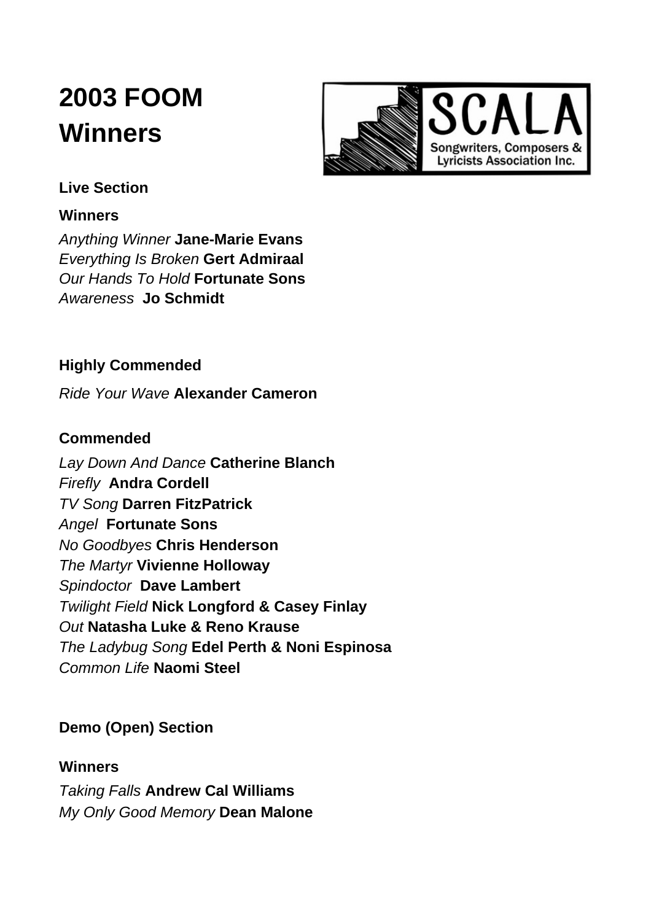# 2003 FOOM Winners

SCALA
Songwriters, Composers & Lyricists Association Inc.

### Live Section

**Winners**

*Anything Winner* **Jane-Marie Evans**
*Everything Is Broken* **Gert Admiraal**
*Our Hands To Hold* **Fortunate Sons**
*Awareness* **Jo Schmidt**

**Highly Commended**

*Ride Your Wave* **Alexander Cameron**

**Commended**

*Lay Down And Dance* **Catherine Blanch**
*Firefly* **Andra Cordell**
*TV Song* **Darren FitzPatrick**
*Angel* **Fortunate Sons**
*No Goodbyes* **Chris Henderson**
*The Martyr* **Vivienne Holloway**
*Spindoctor* **Dave Lambert**
*Twilight Field* **Nick Longford & Casey Finlay**
*Out* **Natasha Luke & Reno Krause**
*The Ladybug Song* **Edel Perth & Noni Espinosa**
*Common Life* **Naomi Steel**

### Demo (Open) Section

**Winners**

*Taking Falls* **Andrew Cal Williams**
*My Only Good Memory* **Dean Malone**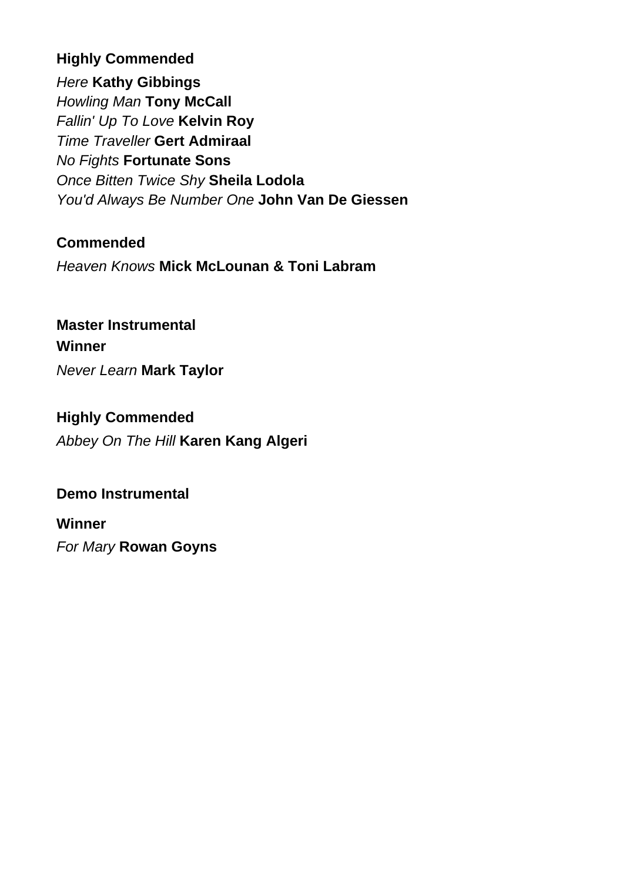**Highly Commended**

*Here* **Kathy Gibbings**
*Howling Man* **Tony McCall**
*Fallin' Up To Love* **Kelvin Roy**
*Time Traveller* **Gert Admiraal**
*No Fights* **Fortunate Sons**
*Once Bitten Twice Shy* **Sheila Lodola**
*You'd Always Be Number One* **John Van De Giessen**

**Commended**

*Heaven Knows* **Mick McLounan & Toni Labram**

**Master Instrumental**

**Winner**

*Never Learn* **Mark Taylor**

**Highly Commended**

*Abbey On The Hill* **Karen Kang Algeri**

**Demo Instrumental**

**Winner**

*For Mary* **Rowan Goyns**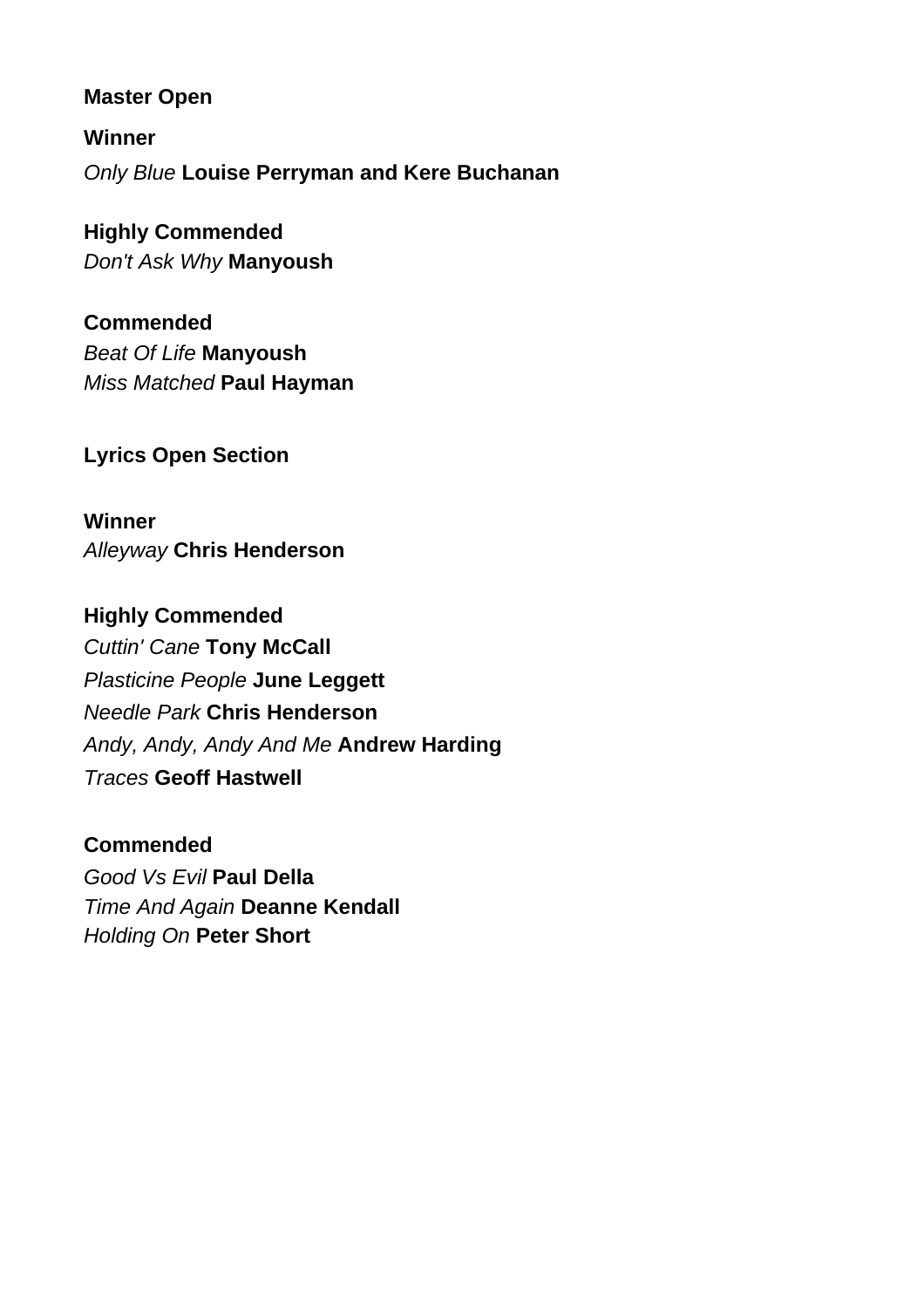**Master Open**

**Winner**

*Only Blue* **Louise Perryman and Kere Buchanan**

**Highly Commended**

*Don't Ask Why* **Manyoush**

**Commended**

*Beat Of Life* **Manyoush**

*Miss Matched* **Paul Hayman**

**Lyrics Open Section**

**Winner**

*Alleyway* **Chris Henderson**

**Highly Commended**

*Cuttin' Cane* **Tony McCall**

*Plasticine People* **June Leggett**

*Needle Park* **Chris Henderson**

*Andy, Andy, Andy And Me* **Andrew Harding**

*Traces* **Geoff Hastwell**

**Commended**

*Good Vs Evil* **Paul Della**

*Time And Again* **Deanne Kendall**

*Holding On* **Peter Short**